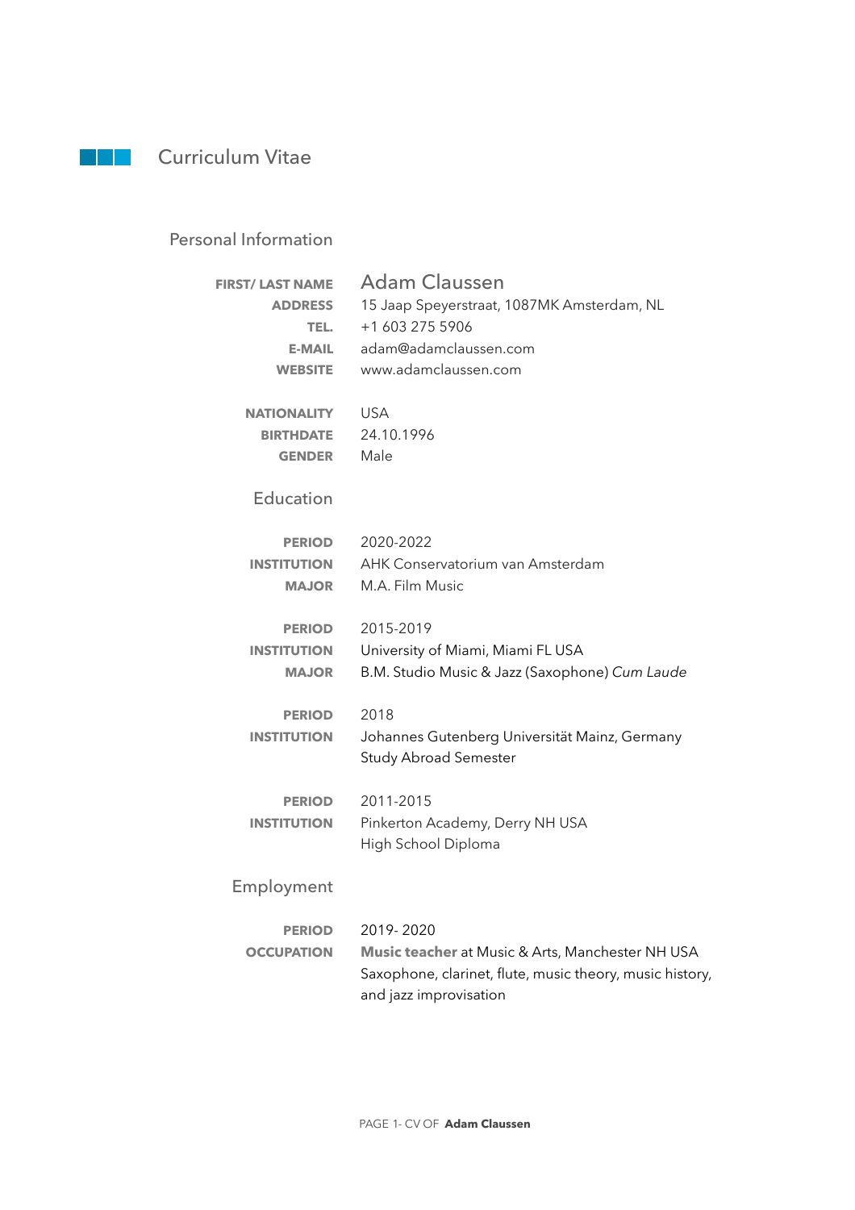# Curriculum Vitae

## Personal Information

| | |
|---|---|
| **FIRST/ LAST NAME** | Adam Claussen |
| **ADDRESS** | 15 Jaap Speyerstraat, 1087MK Amsterdam, NL |
| **TEL.** | +1 603 275 5906 |
| **E-MAIL** | adam@adamclaussen.com |
| **WEBSITE** | www.adamclaussen.com |
| | |
| **NATIONALITY** | USA |
| **BIRTHDATE** | 24.10.1996 |
| **GENDER** | Male |

## Education

| | |
|---|---|
| **PERIOD** | 2020-2022 |
| **INSTITUTION** | AHK Conservatorium van Amsterdam |
| **MAJOR** | M.A. Film Music |
| | |
| **PERIOD** | 2015-2019 |
| **INSTITUTION** | University of Miami, Miami FL USA |
| **MAJOR** | B.M. Studio Music & Jazz (Saxophone) *Cum Laude* |
| | |
| **PERIOD** | 2018 |
| **INSTITUTION** | Johannes Gutenberg Universität Mainz, Germany<br>Study Abroad Semester |
| | |
| **PERIOD** | 2011-2015 |
| **INSTITUTION** | Pinkerton Academy, Derry NH USA<br>High School Diploma |

## Employment

| | |
|---|---|
| **PERIOD** | 2019- 2020 |
| **OCCUPATION** | **Music teacher** at Music & Arts, Manchester NH USA<br>Saxophone, clarinet, flute, music theory, music history, and jazz improvisation |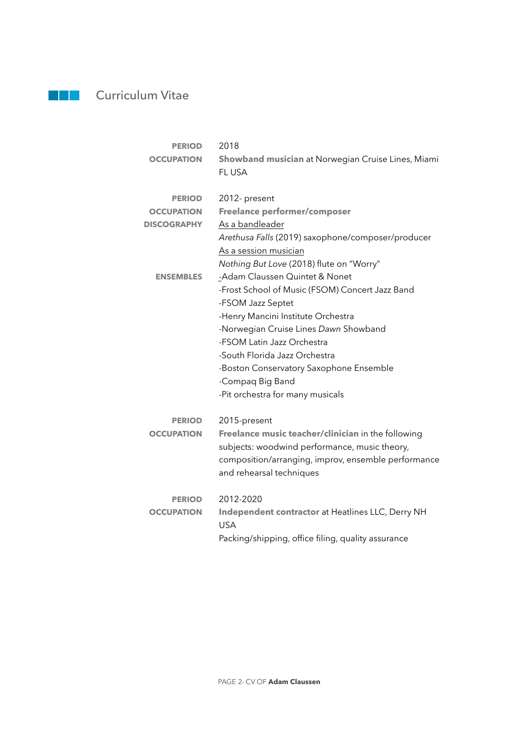# Curriculum Vitae

| | |
|---|---|
| **PERIOD** | 2018 |
| **OCCUPATION** | **Showband musician** at Norwegian Cruise Lines, Miami FL USA |

| | |
|---|---|
| **PERIOD** | 2012- present |
| **OCCUPATION** | **Freelance performer/composer** |
| **DISCOGRAPHY** | As a bandleader<br>*Arethusa Falls* (2019) saxophone/composer/producer<br>As a session musician<br>*Nothing But Love* (2018) flute on "Worry" |
| **ENSEMBLES** | -Adam Claussen Quintet & Nonet<br>-Frost School of Music (FSOM) Concert Jazz Band<br>-FSOM Jazz Septet<br>-Henry Mancini Institute Orchestra<br>-Norwegian Cruise Lines *Dawn* Showband<br>-FSOM Latin Jazz Orchestra<br>-South Florida Jazz Orchestra<br>-Boston Conservatory Saxophone Ensemble<br>-Compaq Big Band<br>-Pit orchestra for many musicals |

| | |
|---|---|
| **PERIOD** | 2015-present |
| **OCCUPATION** | **Freelance music teacher/clinician** in the following subjects: woodwind performance, music theory, composition/arranging, improv, ensemble performance and rehearsal techniques |

| | |
|---|---|
| **PERIOD** | 2012-2020 |
| **OCCUPATION** | **Independent contractor** at Heatlines LLC, Derry NH USA<br>Packing/shipping, office filing, quality assurance |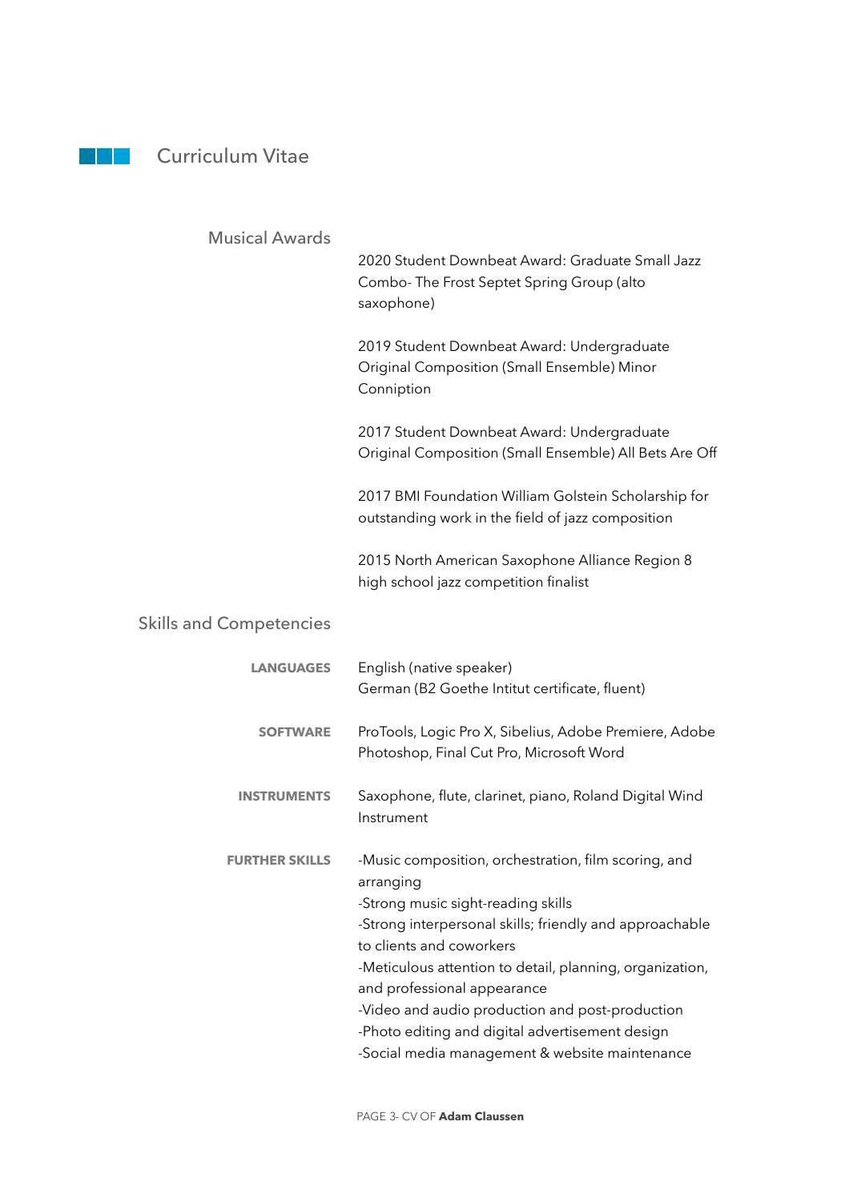# Curriculum Vitae

## Musical Awards

2020 Student Downbeat Award: Graduate Small Jazz Combo- The Frost Septet Spring Group (alto saxophone)

2019 Student Downbeat Award: Undergraduate Original Composition (Small Ensemble) Minor Conniption

2017 Student Downbeat Award: Undergraduate Original Composition (Small Ensemble) All Bets Are Off

2017 BMI Foundation William Golstein Scholarship for outstanding work in the field of jazz composition

2015 North American Saxophone Alliance Region 8 high school jazz competition finalist

## Skills and Competencies

**LANGUAGES**

English (native speaker)
German (B2 Goethe Intitut certificate, fluent)

**SOFTWARE**

ProTools, Logic Pro X, Sibelius, Adobe Premiere, Adobe Photoshop, Final Cut Pro, Microsoft Word

**INSTRUMENTS**

Saxophone, flute, clarinet, piano, Roland Digital Wind Instrument

**FURTHER SKILLS**

-Music composition, orchestration, film scoring, and arranging
-Strong music sight-reading skills
-Strong interpersonal skills; friendly and approachable to clients and coworkers
-Meticulous attention to detail, planning, organization, and professional appearance
-Video and audio production and post-production
-Photo editing and digital advertisement design
-Social media management & website maintenance